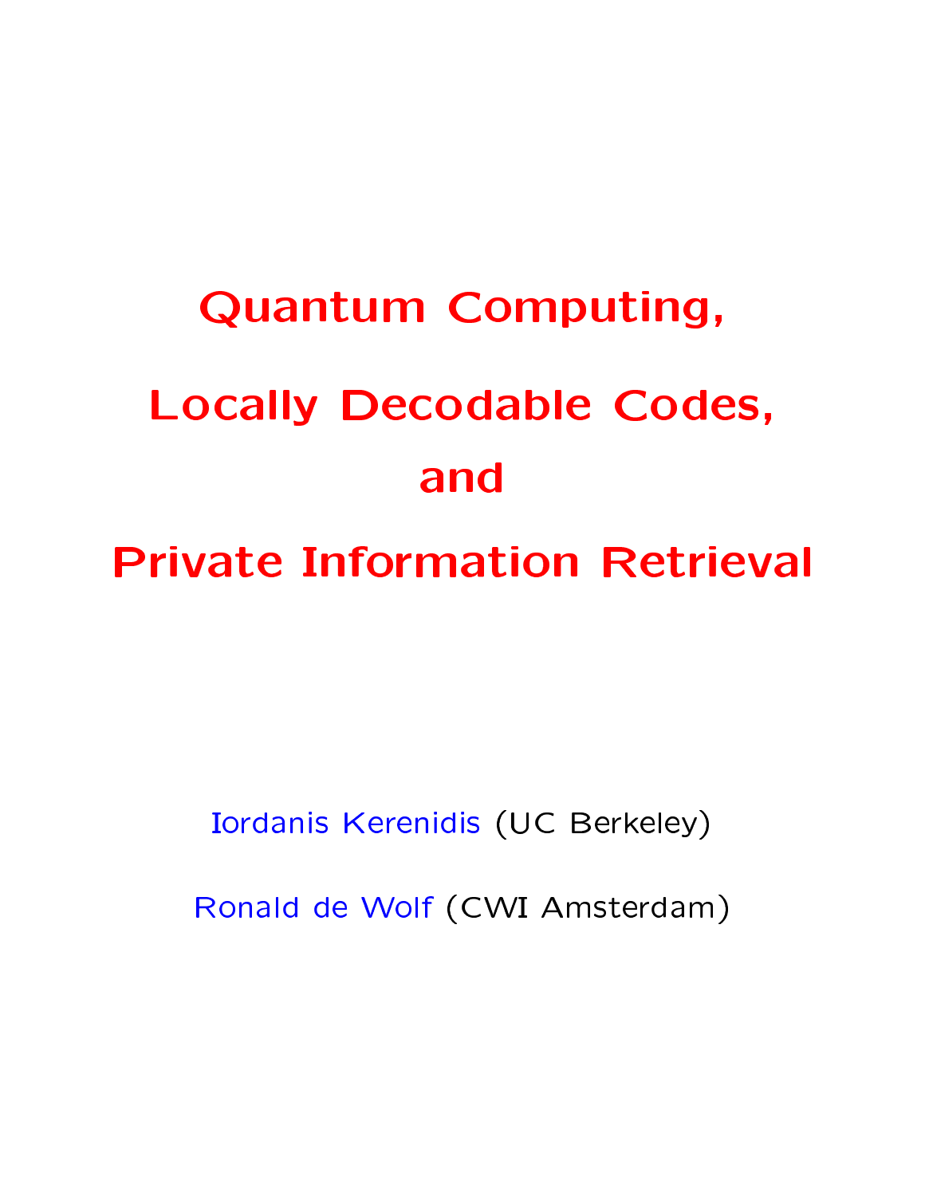# Quantum Computing, Locally Decodable Codes, and Private Information Retrieval

Iordanis Kerenidis (UC Berkeley)

Ronald de Wolf (CWI Amsterdam)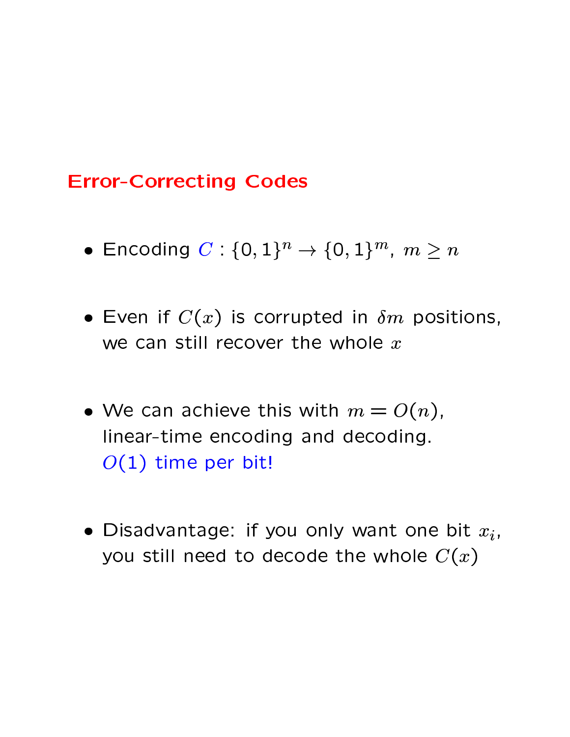# Error-Correcting Codes

- Encoding $C : \{0,1\}^n \to \{0,1\}^m$, $m \geq n$

- Even if $C(x)$ is corrupted in $\delta m$ positions, we can still recover the whole $x$

- We can achieve this with $m = O(n)$, linear-time encoding and decoding. $O(1)$ time per bit!

- Disadvantage: if you only want one bit $x_i$, you still need to decode the whole $C(x)$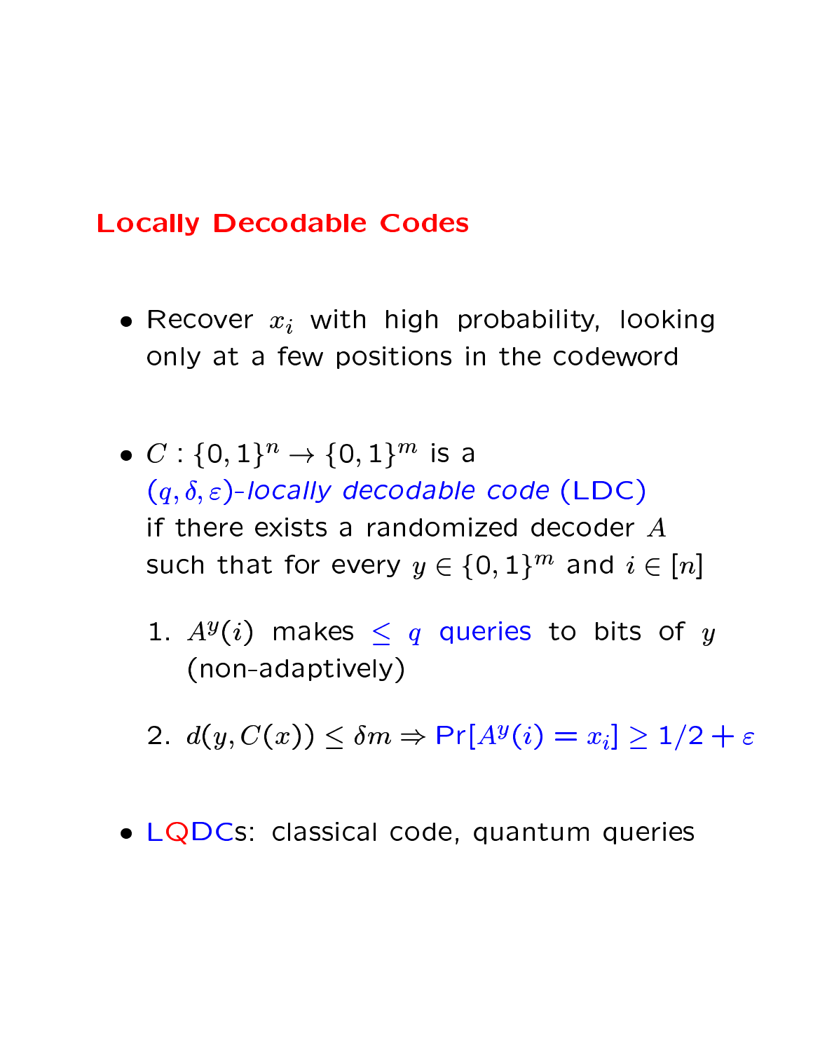## Locally Decodable Codes

- Recover $x_i$ with high probability, looking only at a few positions in the codeword

- $C : \{0,1\}^n \to \{0,1\}^m$ is a *$(q, \delta, \varepsilon)$-locally decodable code* (LDC) if there exists a randomized decoder $A$ such that for every $y \in \{0,1\}^m$ and $i \in [n]$

  1. $A^y(i)$ makes $\leq q$ queries to bits of $y$ (non-adaptively)

  2. $d(y, C(x)) \leq \delta m \Rightarrow \Pr[A^y(i) = x_i] \geq 1/2 + \varepsilon$

- LQDCs: classical code, quantum queries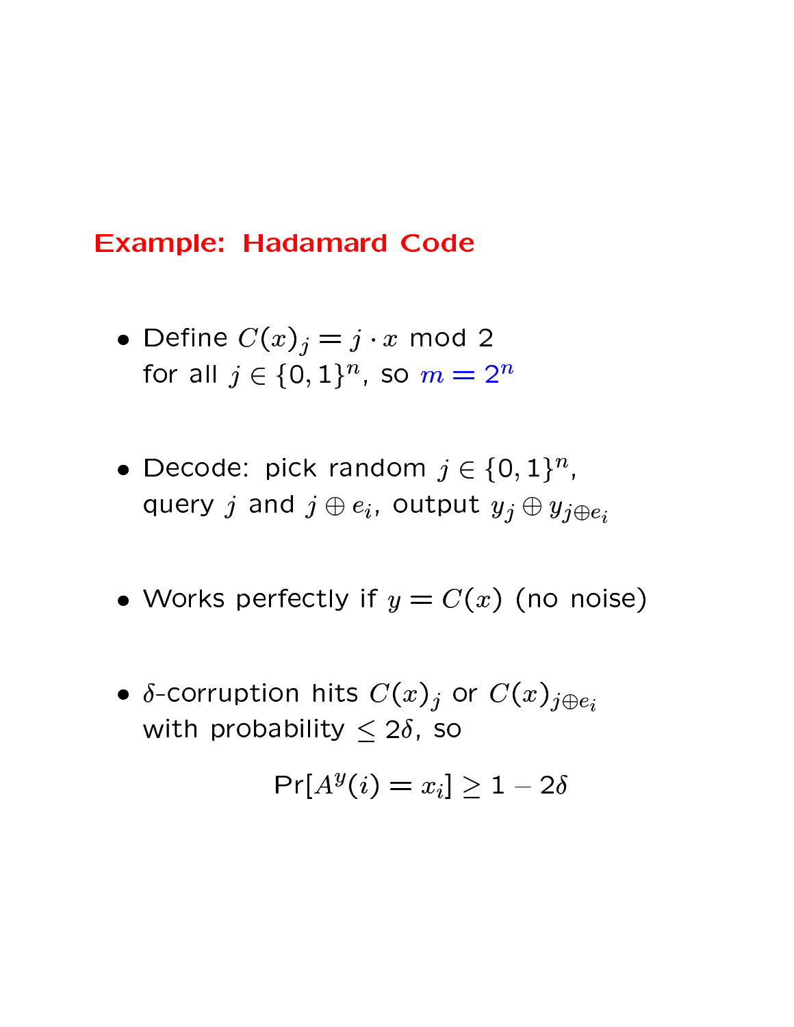## Example: Hadamard Code

- Define $C(x)_j = j \cdot x$ mod 2 for all $j \in \{0,1\}^n$, so $m = 2^n$

- Decode: pick random $j \in \{0,1\}^n$, query $j$ and $j \oplus e_i$, output $y_j \oplus y_{j \oplus e_i}$

- Works perfectly if $y = C(x)$ (no noise)

- $\delta$-corruption hits $C(x)_j$ or $C(x)_{j \oplus e_i}$ with probability $\leq 2\delta$, so

$$\Pr[A^y(i) = x_i] \geq 1 - 2\delta$$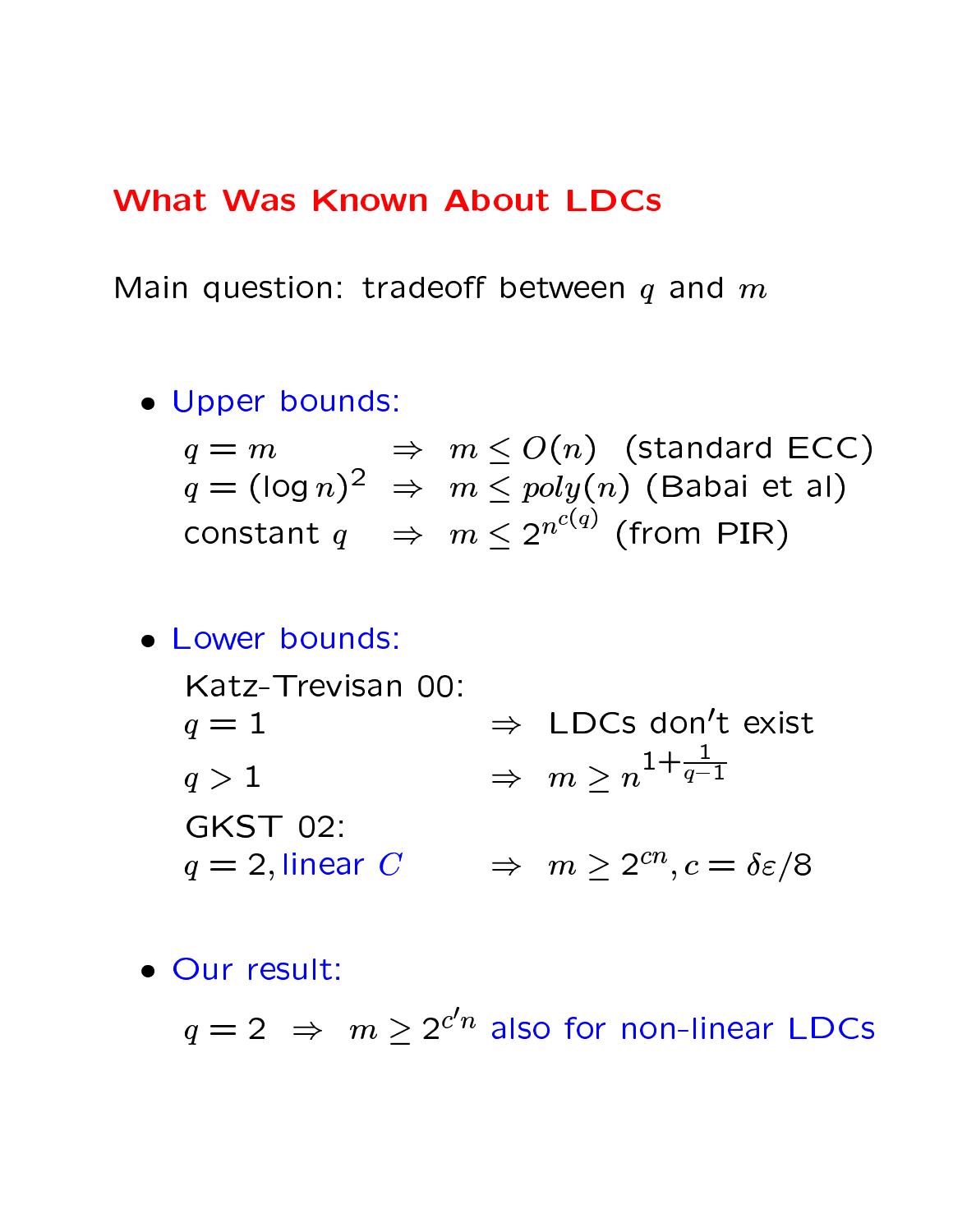# What Was Known About LDCs

Main question: tradeoff between $q$ and $m$

- Upper bounds:

  $q = m \Rightarrow m \leq O(n)$ (standard ECC)
  $q = (\log n)^2 \Rightarrow m \leq poly(n)$ (Babai et al)
  constant $q \Rightarrow m \leq 2^{n^{c(q)}}$ (from PIR)

- Lower bounds:

  Katz-Trevisan 00:
  $q = 1 \Rightarrow$ LDCs don't exist
  $q > 1 \Rightarrow m \geq n^{1+\frac{1}{q-1}}$
  GKST 02:
  $q = 2$, linear $C \Rightarrow m \geq 2^{cn}, c = \delta\varepsilon/8$

- Our result:

  $q = 2 \Rightarrow m \geq 2^{c'n}$ also for non-linear LDCs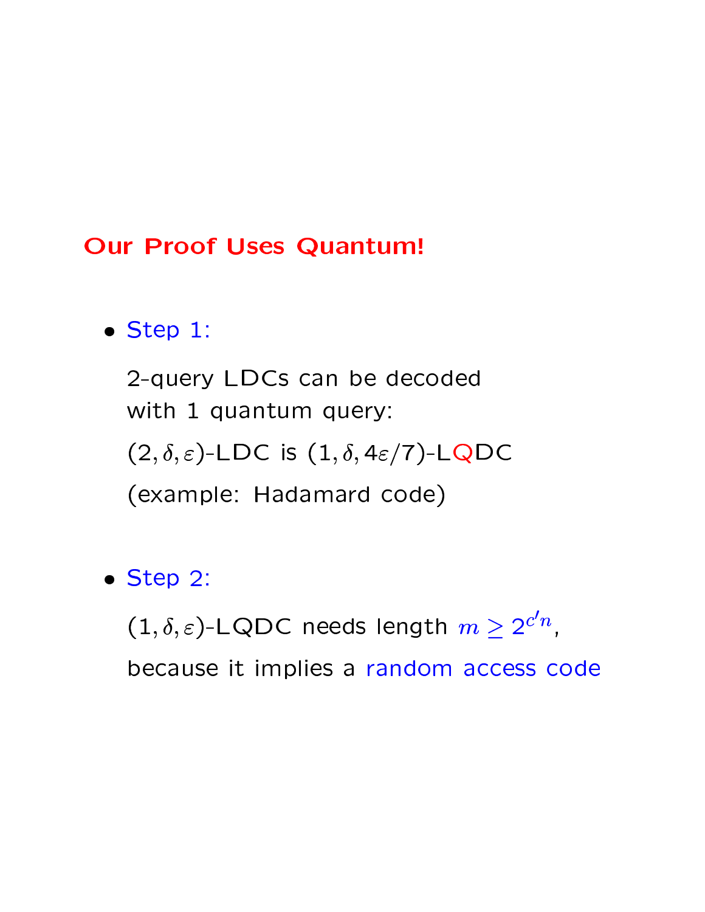## Our Proof Uses Quantum!

- Step 1:

  2-query LDCs can be decoded with 1 quantum query:

  $(2, \delta, \varepsilon)$-LDC is $(1, \delta, 4\varepsilon/7)$-LQDC

  (example: Hadamard code)

- Step 2:

  $(1, \delta, \varepsilon)$-LQDC needs length $m \geq 2^{c'n}$,

  because it implies a random access code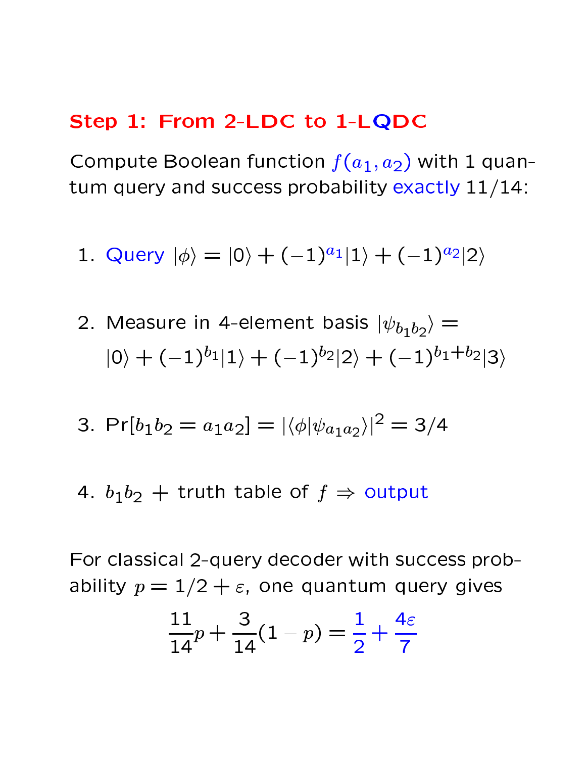## Step 1: From 2-LDC to 1-LQDC

Compute Boolean function $f(a_1, a_2)$ with 1 quantum query and success probability exactly 11/14:

1. Query $|\phi\rangle = |0\rangle + (-1)^{a_1}|1\rangle + (-1)^{a_2}|2\rangle$

2. Measure in 4-element basis $|\psi_{b_1 b_2}\rangle =$
   $|0\rangle + (-1)^{b_1}|1\rangle + (-1)^{b_2}|2\rangle + (-1)^{b_1+b_2}|3\rangle$

3. $\Pr[b_1 b_2 = a_1 a_2] = |\langle\phi|\psi_{a_1 a_2}\rangle|^2 = 3/4$

4. $b_1 b_2$ + truth table of $f \Rightarrow$ output

For classical 2-query decoder with success probability $p = 1/2 + \varepsilon$, one quantum query gives

$$\frac{11}{14}p + \frac{3}{14}(1-p) = \frac{1}{2} + \frac{4\varepsilon}{7}$$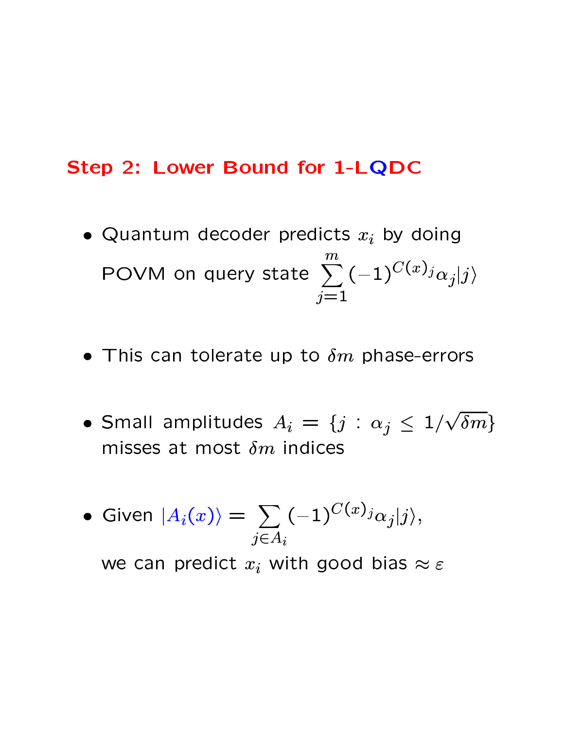## Step 2: Lower Bound for 1-LQDC

- Quantum decoder predicts $x_i$ by doing POVM on query state $\sum_{j=1}^{m} (-1)^{C(x)_j} \alpha_j |j\rangle$

- This can tolerate up to $\delta m$ phase-errors

- Small amplitudes $A_i = \{j : \alpha_j \leq 1/\sqrt{\delta m}\}$ misses at most $\delta m$ indices

- Given $|A_i(x)\rangle = \sum_{j \in A_i} (-1)^{C(x)_j} \alpha_j |j\rangle$, we can predict $x_i$ with good bias $\approx \varepsilon$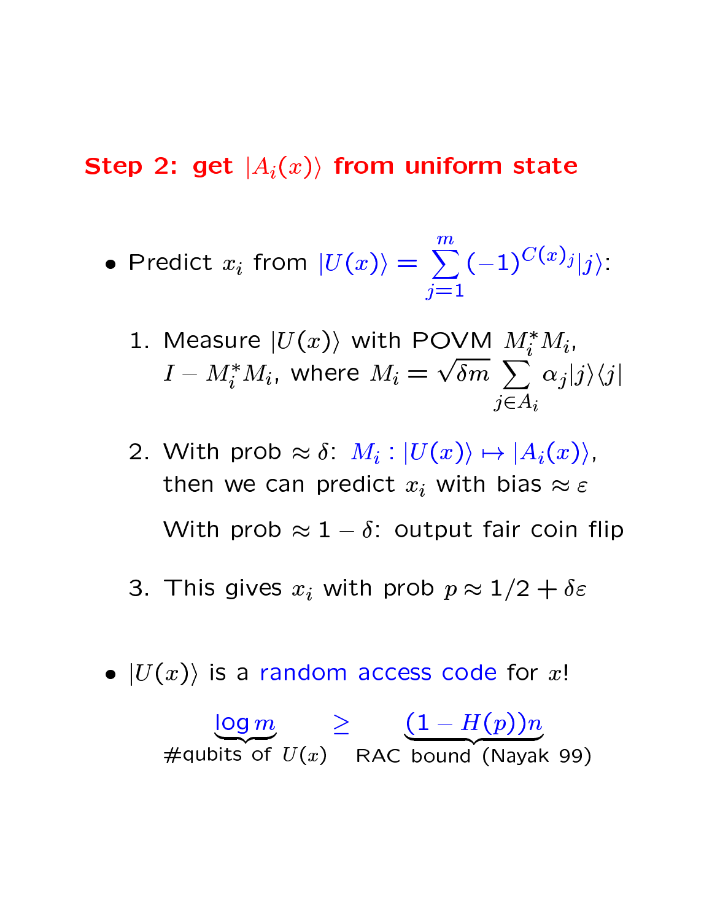## Step 2: get $|A_i(x)\rangle$ from uniform state

- Predict $x_i$ from $|U(x)\rangle = \sum_{j=1}^{m} (-1)^{C(x)_j} |j\rangle$:

  1. Measure $|U(x)\rangle$ with POVM $M_i^* M_i$, $I - M_i^* M_i$, where $M_i = \sqrt{\delta m} \sum_{j \in A_i} \alpha_j |j\rangle\langle j|$

  2. With prob $\approx \delta$: $M_i : |U(x)\rangle \mapsto |A_i(x)\rangle$, then we can predict $x_i$ with bias $\approx \varepsilon$

     With prob $\approx 1 - \delta$: output fair coin flip

  3. This gives $x_i$ with prob $p \approx 1/2 + \delta\varepsilon$

- $|U(x)\rangle$ is a random access code for $x$!

$$\underbrace{\log m}_{\#\text{qubits of } U(x)} \geq \underbrace{(1 - H(p))n}_{\text{RAC bound (Nayak 99)}}$$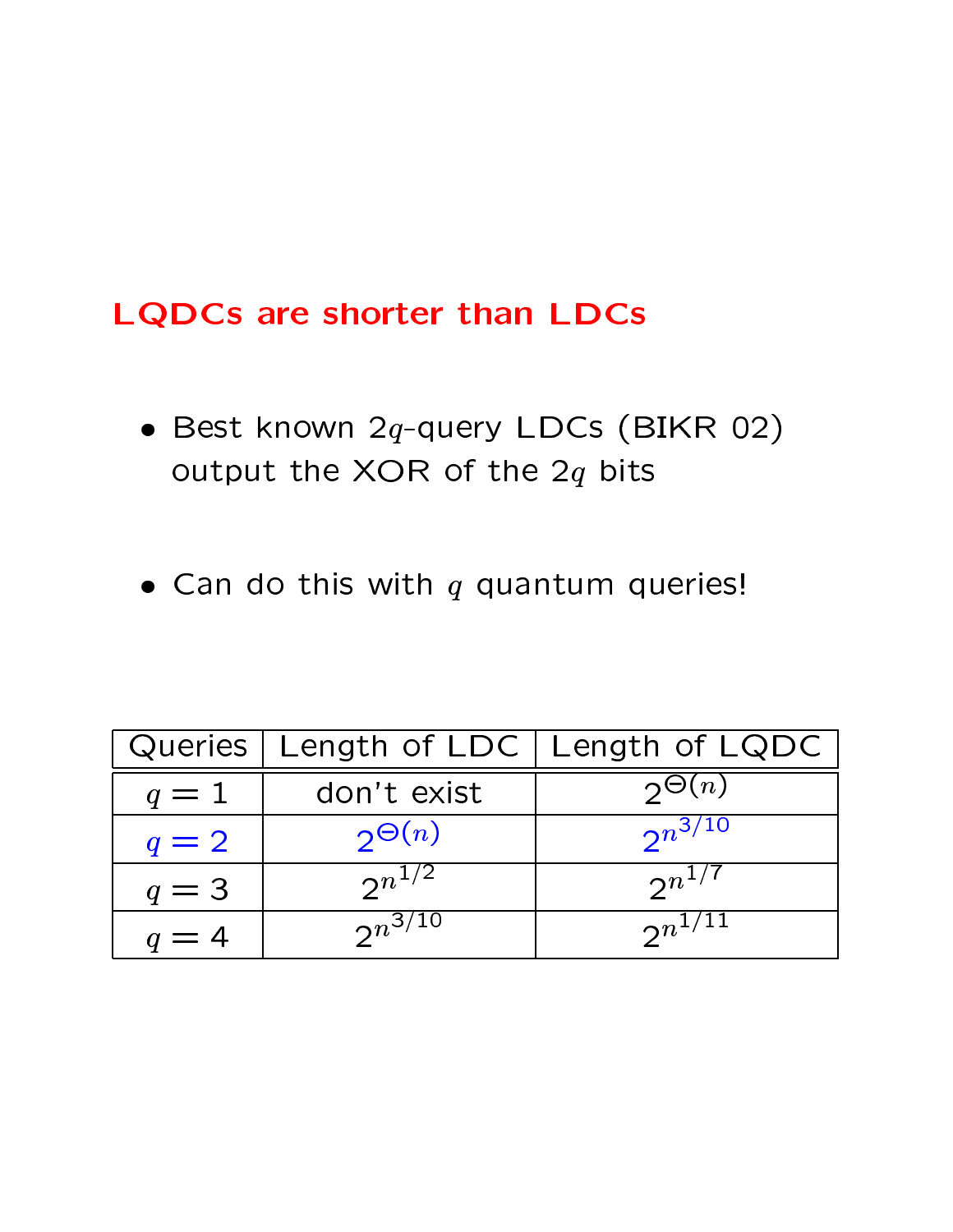## LQDCs are shorter than LDCs

- Best known $2q$-query LDCs (BIKR 02) output the XOR of the $2q$ bits
- Can do this with $q$ quantum queries!

| Queries | Length of LDC | Length of LQDC |
|---|---|---|
| $q = 1$ | don't exist | $2^{\Theta(n)}$ |
| $q = 2$ | $2^{\Theta(n)}$ | $2^{n^{3/10}}$ |
| $q = 3$ | $2^{n^{1/2}}$ | $2^{n^{1/7}}$ |
| $q = 4$ | $2^{n^{3/10}}$ | $2^{n^{1/11}}$ |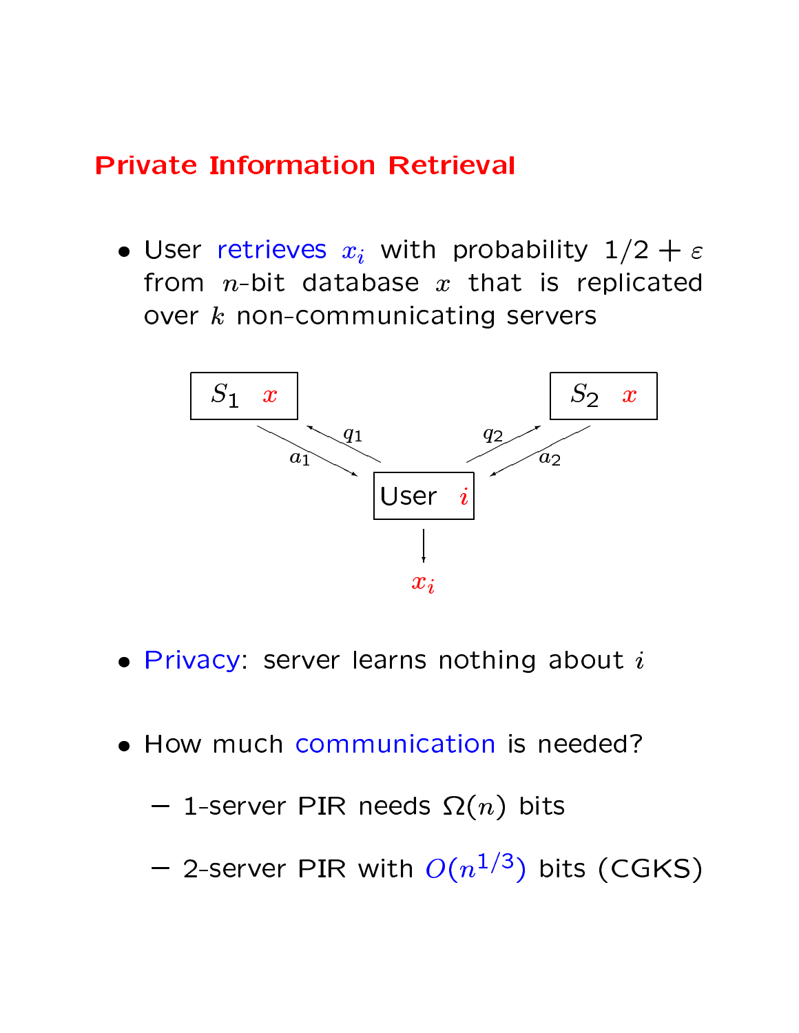# Private Information Retrieval

- User retrieves $x_i$ with probability $1/2 + \varepsilon$ from $n$-bit database $x$ that is replicated over $k$ non-communicating servers

- Privacy: server learns nothing about $i$

- How much communication is needed?
  - 1-server PIR needs $\Omega(n)$ bits
  - 2-server PIR with $O(n^{1/3})$ bits (CGKS)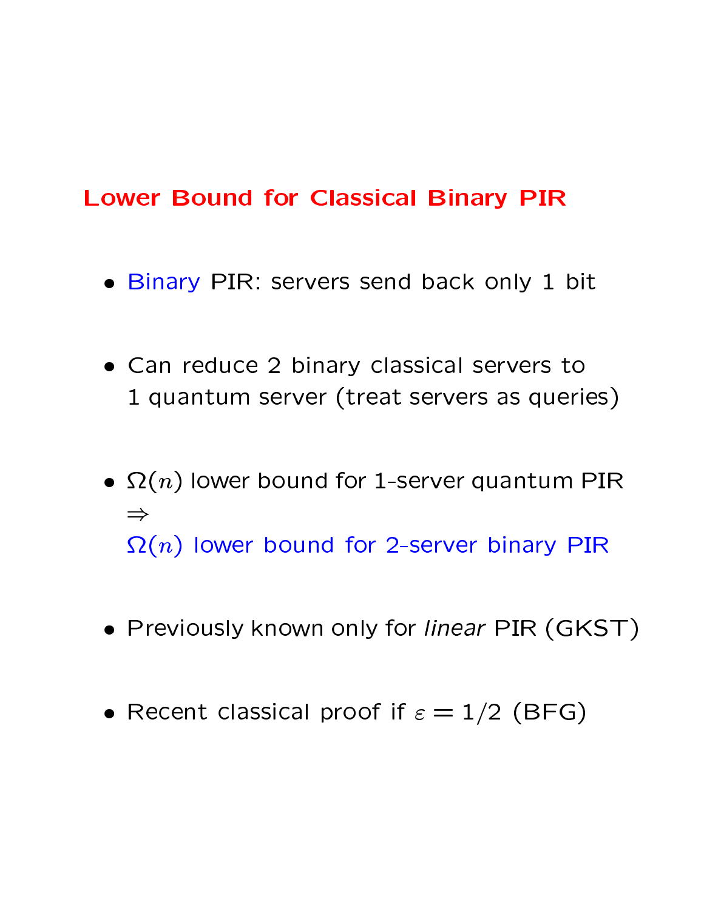# Lower Bound for Classical Binary PIR

- Binary PIR: servers send back only 1 bit

- Can reduce 2 binary classical servers to 1 quantum server (treat servers as queries)

- $\Omega(n)$ lower bound for 1-server quantum PIR
  $\Rightarrow$
  $\Omega(n)$ lower bound for 2-server binary PIR

- Previously known only for *linear* PIR (GKST)

- Recent classical proof if $\varepsilon = 1/2$ (BFG)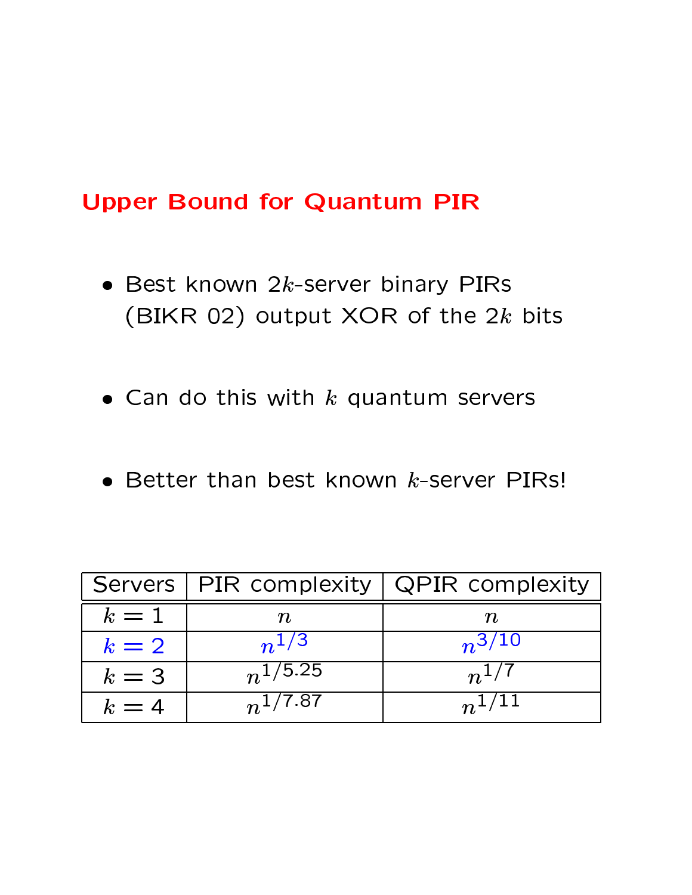# Upper Bound for Quantum PIR

- Best known $2k$-server binary PIRs (BIKR 02) output XOR of the $2k$ bits
- Can do this with $k$ quantum servers
- Better than best known $k$-server PIRs!

| Servers | PIR complexity | QPIR complexity |
|---|---|---|
| $k = 1$ | $n$ | $n$ |
| $k = 2$ | $n^{1/3}$ | $n^{3/10}$ |
| $k = 3$ | $n^{1/5.25}$ | $n^{1/7}$ |
| $k = 4$ | $n^{1/7.87}$ | $n^{1/11}$ |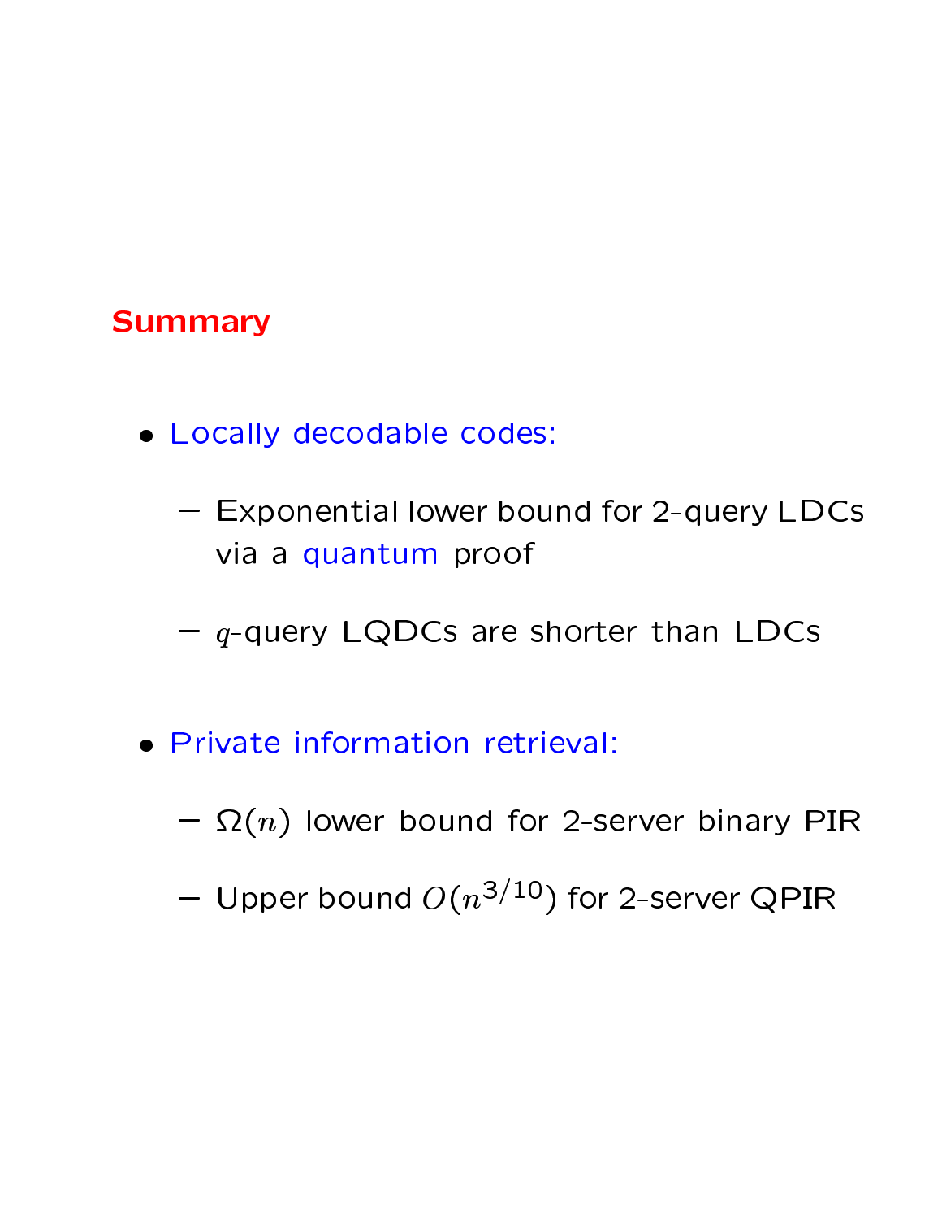## Summary

- Locally decodable codes:
  - Exponential lower bound for 2-query LDCs via a quantum proof
  - $q$-query LQDCs are shorter than LDCs
- Private information retrieval:
  - $\Omega(n)$ lower bound for 2-server binary PIR
  - Upper bound $O(n^{3/10})$ for 2-server QPIR